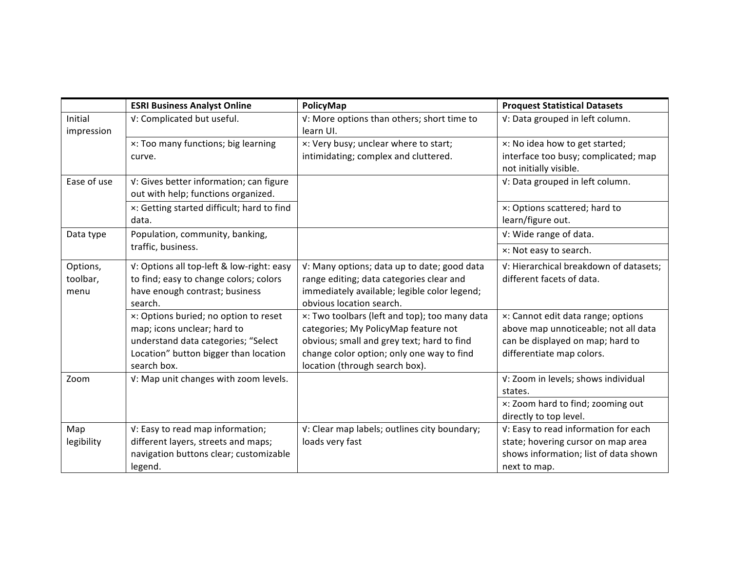| | ESRI Business Analyst Online | PolicyMap | Proquest Statistical Datasets |
|---|---|---|---|
| Initial impression | √: Complicated but useful. | √: More options than others; short time to learn UI. | √: Data grouped in left column. |
| | ×: Too many functions; big learning curve. | ×: Very busy; unclear where to start; intimidating; complex and cluttered. | ×: No idea how to get started; interface too busy; complicated; map not initially visible. |
| Ease of use | √: Gives better information; can figure out with help; functions organized. | | √: Data grouped in left column. |
| | ×: Getting started difficult; hard to find data. | | ×: Options scattered; hard to learn/figure out. |
| Data type | Population, community, banking, traffic, business. | | √: Wide range of data. |
| | | | ×: Not easy to search. |
| Options, toolbar, menu | √: Options all top-left & low-right: easy to find; easy to change colors; colors have enough contrast; business search. | √: Many options; data up to date; good data range editing; data categories clear and immediately available; legible color legend; obvious location search. | √: Hierarchical breakdown of datasets; different facets of data. |
| | ×: Options buried; no option to reset map; icons unclear; hard to understand data categories; "Select Location" button bigger than location search box. | ×: Two toolbars (left and top); too many data categories; My PolicyMap feature not obvious; small and grey text; hard to find change color option; only one way to find location (through search box). | ×: Cannot edit data range; options above map unnoticeable; not all data can be displayed on map; hard to differentiate map colors. |
| Zoom | √: Map unit changes with zoom levels. | | √: Zoom in levels; shows individual states. |
| | | | ×: Zoom hard to find; zooming out directly to top level. |
| Map legibility | √: Easy to read map information; different layers, streets and maps; navigation buttons clear; customizable legend. | √: Clear map labels; outlines city boundary; loads very fast | √: Easy to read information for each state; hovering cursor on map area shows information; list of data shown next to map. |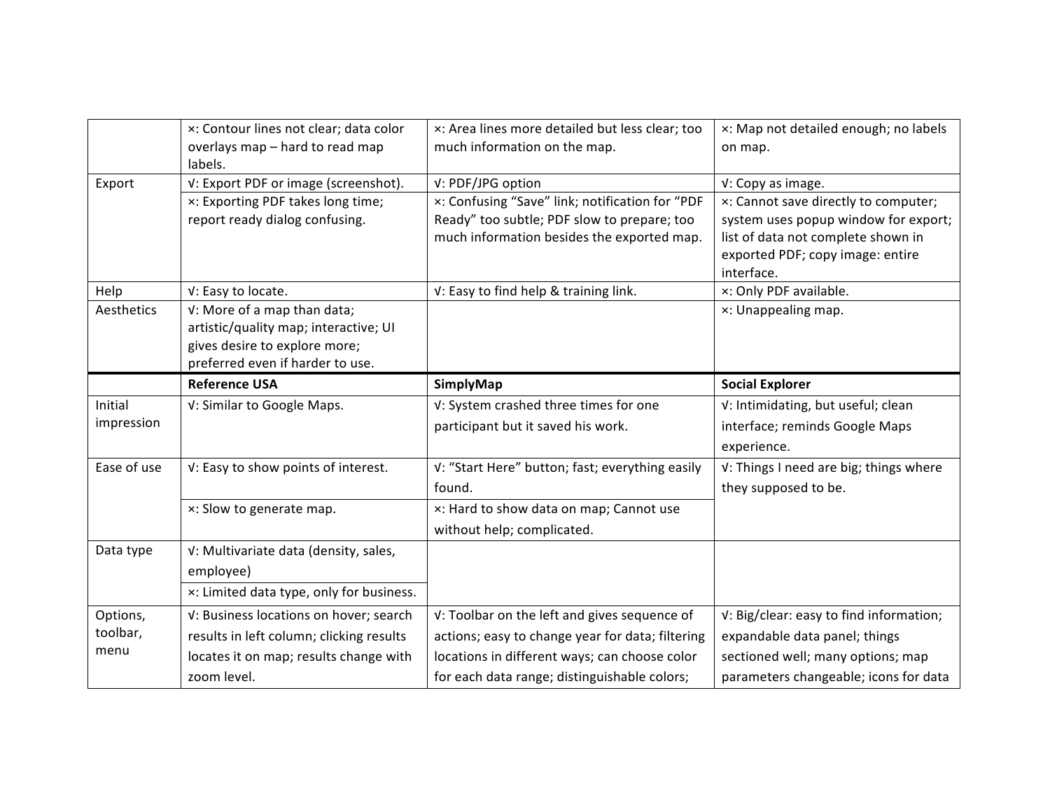| | | | |
|---|---|---|---|
| | ×: Contour lines not clear; data color overlays map – hard to read map labels. | ×: Area lines more detailed but less clear; too much information on the map. | ×: Map not detailed enough; no labels on map. |
| Export | √: Export PDF or image (screenshot). | √: PDF/JPG option | √: Copy as image. |
| | ×: Exporting PDF takes long time; report ready dialog confusing. | ×: Confusing "Save" link; notification for "PDF Ready" too subtle; PDF slow to prepare; too much information besides the exported map. | ×: Cannot save directly to computer; system uses popup window for export; list of data not complete shown in exported PDF; copy image: entire interface. |
| Help | √: Easy to locate. | √: Easy to find help & training link. | ×: Only PDF available. |
| Aesthetics | √: More of a map than data; artistic/quality map; interactive; UI gives desire to explore more; preferred even if harder to use. | | ×: Unappealing map. |

| | **Reference USA** | **SimplyMap** | **Social Explorer** |
|---|---|---|---|
| Initial impression | √: Similar to Google Maps. | √: System crashed three times for one participant but it saved his work. | √: Intimidating, but useful; clean interface; reminds Google Maps experience. |
| Ease of use | √: Easy to show points of interest. | √: "Start Here" button; fast; everything easily found. | √: Things I need are big; things where they supposed to be. |
| | ×: Slow to generate map. | ×: Hard to show data on map; Cannot use without help; complicated. | |
| Data type | √: Multivariate data (density, sales, employee) | | |
| | ×: Limited data type, only for business. | | |
| Options, toolbar, menu | √: Business locations on hover; search results in left column; clicking results locates it on map; results change with zoom level. | √: Toolbar on the left and gives sequence of actions; easy to change year for data; filtering locations in different ways; can choose color for each data range; distinguishable colors; | √: Big/clear: easy to find information; expandable data panel; things sectioned well; many options; map parameters changeable; icons for data |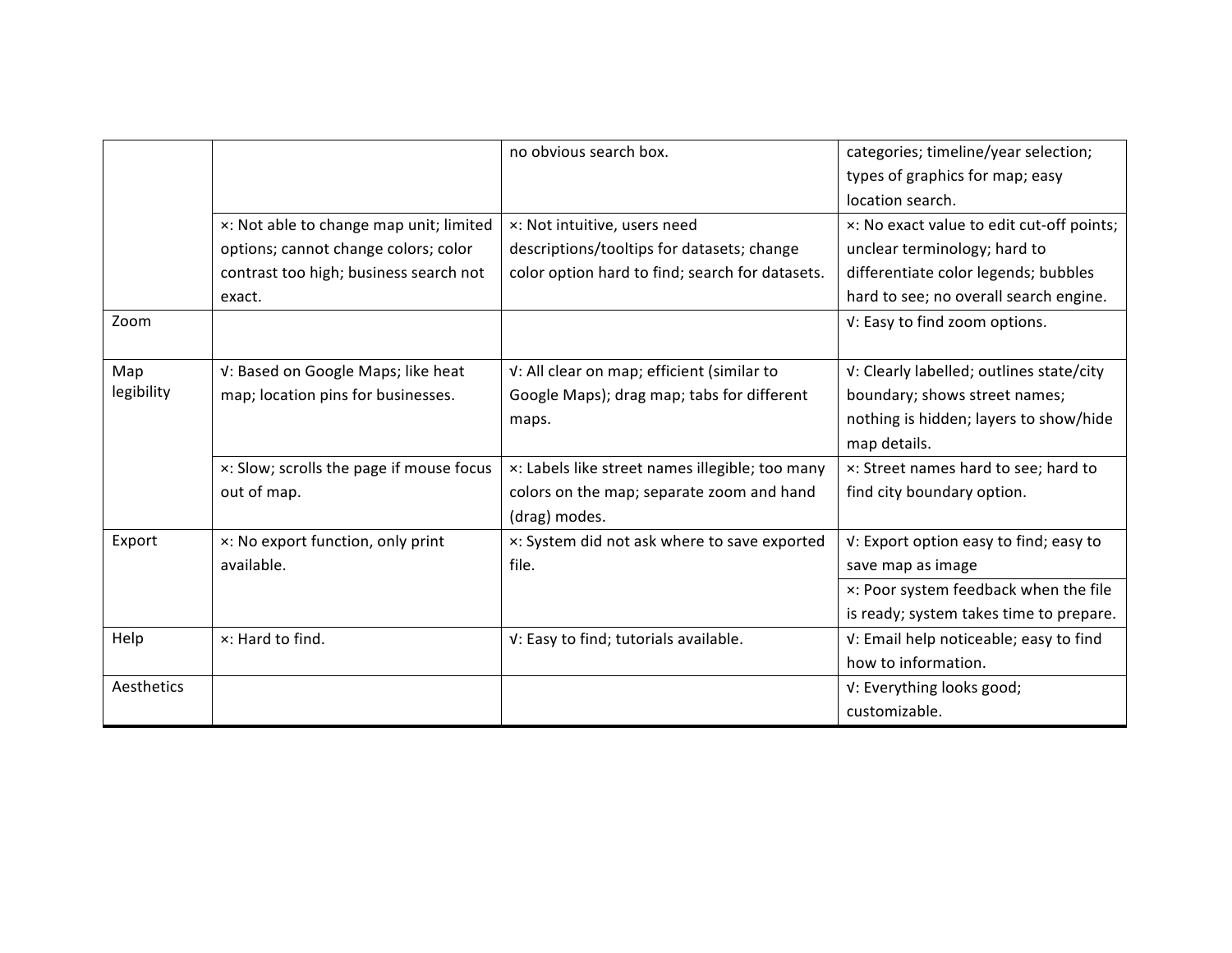| | | | |
|---|---|---|---|
| | | no obvious search box. | categories; timeline/year selection; types of graphics for map; easy location search. |
| | ×: Not able to change map unit; limited options; cannot change colors; color contrast too high; business search not exact. | ×: Not intuitive, users need descriptions/tooltips for datasets; change color option hard to find; search for datasets. | ×: No exact value to edit cut-off points; unclear terminology; hard to differentiate color legends; bubbles hard to see; no overall search engine. |
| Zoom | | | √: Easy to find zoom options. |
| Map legibility | √: Based on Google Maps; like heat map; location pins for businesses. | √: All clear on map; efficient (similar to Google Maps); drag map; tabs for different maps. | √: Clearly labelled; outlines state/city boundary; shows street names; nothing is hidden; layers to show/hide map details. |
| | ×: Slow; scrolls the page if mouse focus out of map. | ×: Labels like street names illegible; too many colors on the map; separate zoom and hand (drag) modes. | ×: Street names hard to see; hard to find city boundary option. |
| Export | ×: No export function, only print available. | ×: System did not ask where to save exported file. | √: Export option easy to find; easy to save map as image |
| | | | ×: Poor system feedback when the file is ready; system takes time to prepare. |
| Help | ×: Hard to find. | √: Easy to find; tutorials available. | √: Email help noticeable; easy to find how to information. |
| Aesthetics | | | √: Everything looks good; customizable. |